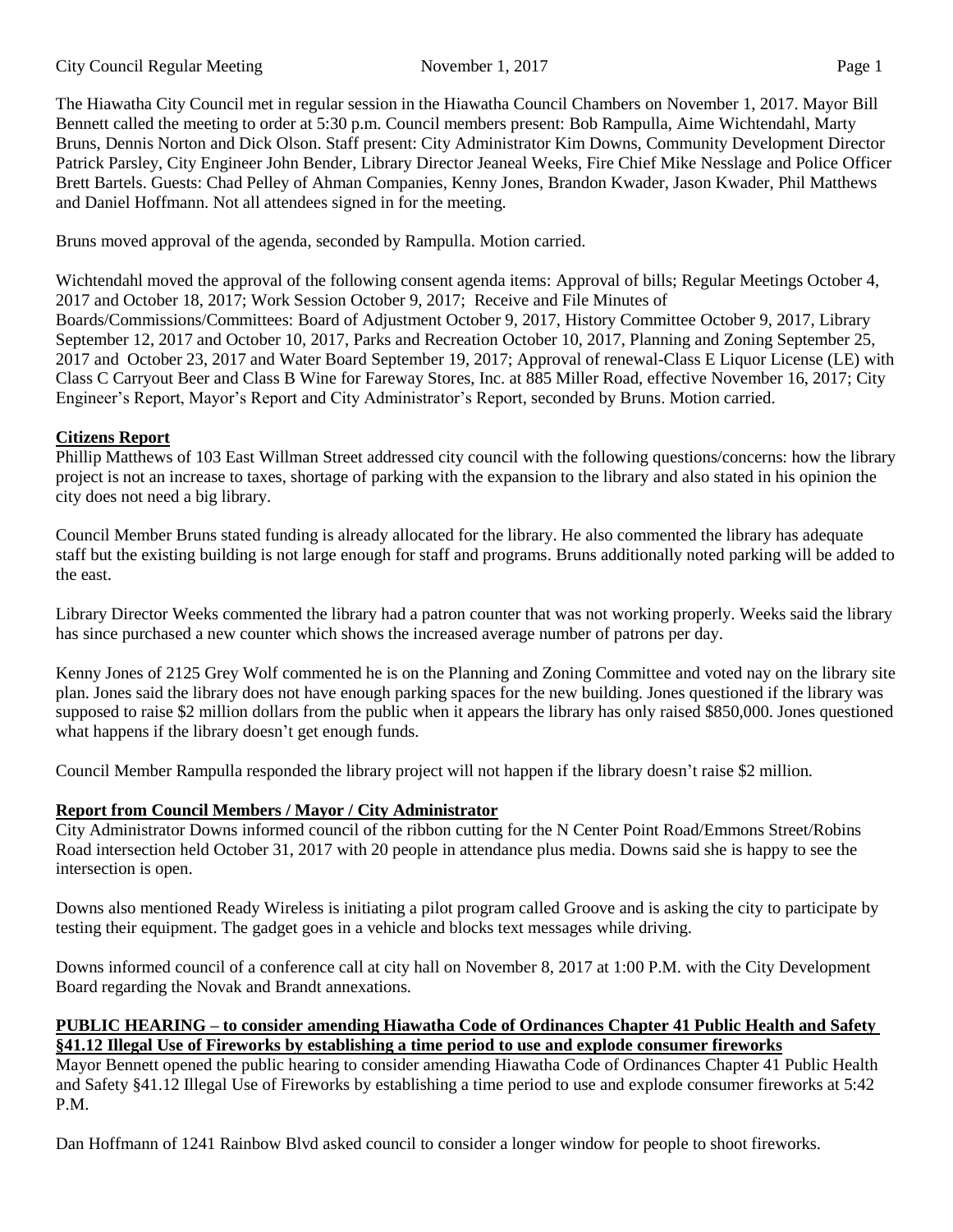The Hiawatha City Council met in regular session in the Hiawatha Council Chambers on November 1, 2017. Mayor Bill Bennett called the meeting to order at 5:30 p.m. Council members present: Bob Rampulla, Aime Wichtendahl, Marty Bruns, Dennis Norton and Dick Olson. Staff present: City Administrator Kim Downs, Community Development Director Patrick Parsley, City Engineer John Bender, Library Director Jeaneal Weeks, Fire Chief Mike Nesslage and Police Officer Brett Bartels. Guests: Chad Pelley of Ahman Companies, Kenny Jones, Brandon Kwader, Jason Kwader, Phil Matthews and Daniel Hoffmann. Not all attendees signed in for the meeting.

Bruns moved approval of the agenda, seconded by Rampulla. Motion carried.

Wichtendahl moved the approval of the following consent agenda items: Approval of bills; Regular Meetings October 4, 2017 and October 18, 2017; Work Session October 9, 2017; Receive and File Minutes of Boards/Commissions/Committees: Board of Adjustment October 9, 2017, History Committee October 9, 2017, Library September 12, 2017 and October 10, 2017, Parks and Recreation October 10, 2017, Planning and Zoning September 25, 2017 and October 23, 2017 and Water Board September 19, 2017; Approval of renewal-Class E Liquor License (LE) with Class C Carryout Beer and Class B Wine for Fareway Stores, Inc. at 885 Miller Road, effective November 16, 2017; City Engineer's Report, Mayor's Report and City Administrator's Report, seconded by Bruns. Motion carried.

## **Citizens Report**

Phillip Matthews of 103 East Willman Street addressed city council with the following questions/concerns: how the library project is not an increase to taxes, shortage of parking with the expansion to the library and also stated in his opinion the city does not need a big library.

Council Member Bruns stated funding is already allocated for the library. He also commented the library has adequate staff but the existing building is not large enough for staff and programs. Bruns additionally noted parking will be added to the east.

Library Director Weeks commented the library had a patron counter that was not working properly. Weeks said the library has since purchased a new counter which shows the increased average number of patrons per day.

Kenny Jones of 2125 Grey Wolf commented he is on the Planning and Zoning Committee and voted nay on the library site plan. Jones said the library does not have enough parking spaces for the new building. Jones questioned if the library was supposed to raise $2 million dollars from the public when it appears the library has only raised $850,000. Jones questioned what happens if the library doesn't get enough funds.

Council Member Rampulla responded the library project will not happen if the library doesn't raise $2 million.

## **Report from Council Members / Mayor / City Administrator**

City Administrator Downs informed council of the ribbon cutting for the N Center Point Road/Emmons Street/Robins Road intersection held October 31, 2017 with 20 people in attendance plus media. Downs said she is happy to see the intersection is open.

Downs also mentioned Ready Wireless is initiating a pilot program called Groove and is asking the city to participate by testing their equipment. The gadget goes in a vehicle and blocks text messages while driving.

Downs informed council of a conference call at city hall on November 8, 2017 at 1:00 P.M. with the City Development Board regarding the Novak and Brandt annexations.

## **PUBLIC HEARING – to consider amending Hiawatha Code of Ordinances Chapter 41 Public Health and Safety §41.12 Illegal Use of Fireworks by establishing a time period to use and explode consumer fireworks**

Mayor Bennett opened the public hearing to consider amending Hiawatha Code of Ordinances Chapter 41 Public Health and Safety §41.12 Illegal Use of Fireworks by establishing a time period to use and explode consumer fireworks at 5:42 P.M.

Dan Hoffmann of 1241 Rainbow Blvd asked council to consider a longer window for people to shoot fireworks.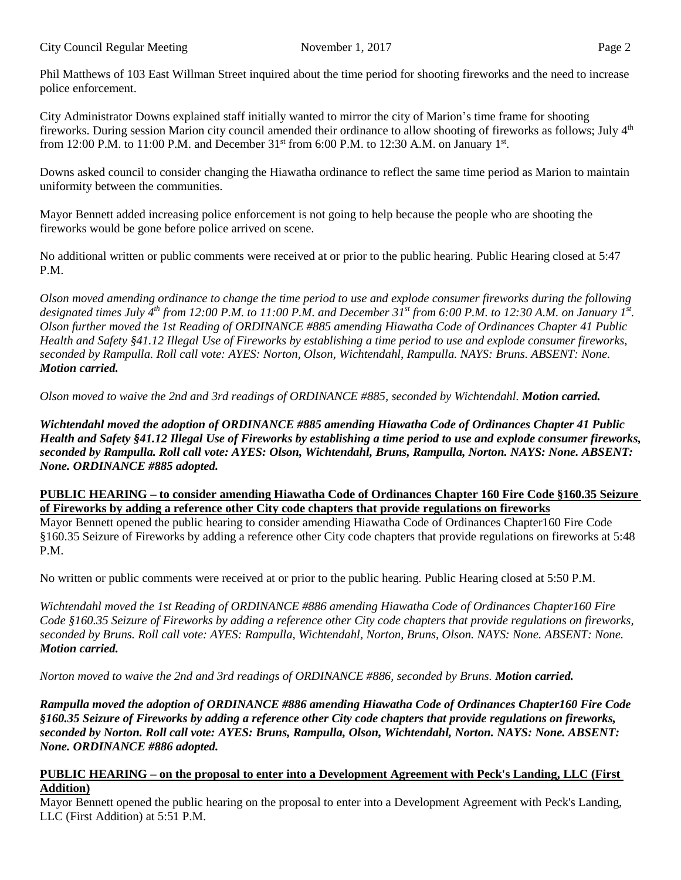Phil Matthews of 103 East Willman Street inquired about the time period for shooting fireworks and the need to increase police enforcement.

City Administrator Downs explained staff initially wanted to mirror the city of Marion's time frame for shooting fireworks. During session Marion city council amended their ordinance to allow shooting of fireworks as follows; July 4th from 12:00 P.M. to 11:00 P.M. and December 31st from 6:00 P.M. to 12:30 A.M. on January 1st.

Downs asked council to consider changing the Hiawatha ordinance to reflect the same time period as Marion to maintain uniformity between the communities.

Mayor Bennett added increasing police enforcement is not going to help because the people who are shooting the fireworks would be gone before police arrived on scene.

No additional written or public comments were received at or prior to the public hearing. Public Hearing closed at 5:47 P.M.

*Olson moved amending ordinance to change the time period to use and explode consumer fireworks during the following designated times July 4th from 12:00 P.M. to 11:00 P.M. and December 31st from 6:00 P.M. to 12:30 A.M. on January 1st. Olson further moved the 1st Reading of ORDINANCE #885 amending Hiawatha Code of Ordinances Chapter 41 Public Health and Safety §41.12 Illegal Use of Fireworks by establishing a time period to use and explode consumer fireworks, seconded by Rampulla. Roll call vote: AYES: Norton, Olson, Wichtendahl, Rampulla. NAYS: Bruns. ABSENT: None.* ***Motion carried.***

*Olson moved to waive the 2nd and 3rd readings of ORDINANCE #885, seconded by Wichtendahl.* ***Motion carried.***

***Wichtendahl moved the adoption of ORDINANCE #885 amending Hiawatha Code of Ordinances Chapter 41 Public Health and Safety §41.12 Illegal Use of Fireworks by establishing a time period to use and explode consumer fireworks, seconded by Rampulla. Roll call vote: AYES: Olson, Wichtendahl, Bruns, Rampulla, Norton. NAYS: None. ABSENT: None. ORDINANCE #885 adopted.***

**PUBLIC HEARING – to consider amending Hiawatha Code of Ordinances Chapter 160 Fire Code §160.35 Seizure of Fireworks by adding a reference other City code chapters that provide regulations on fireworks**

Mayor Bennett opened the public hearing to consider amending Hiawatha Code of Ordinances Chapter160 Fire Code §160.35 Seizure of Fireworks by adding a reference other City code chapters that provide regulations on fireworks at 5:48 P.M.

No written or public comments were received at or prior to the public hearing. Public Hearing closed at 5:50 P.M.

*Wichtendahl moved the 1st Reading of ORDINANCE #886 amending Hiawatha Code of Ordinances Chapter160 Fire Code §160.35 Seizure of Fireworks by adding a reference other City code chapters that provide regulations on fireworks, seconded by Bruns. Roll call vote: AYES: Rampulla, Wichtendahl, Norton, Bruns, Olson. NAYS: None. ABSENT: None.* ***Motion carried.***

*Norton moved to waive the 2nd and 3rd readings of ORDINANCE #886, seconded by Bruns.* ***Motion carried.***

***Rampulla moved the adoption of ORDINANCE #886 amending Hiawatha Code of Ordinances Chapter160 Fire Code §160.35 Seizure of Fireworks by adding a reference other City code chapters that provide regulations on fireworks, seconded by Norton. Roll call vote: AYES: Bruns, Rampulla, Olson, Wichtendahl, Norton. NAYS: None. ABSENT: None. ORDINANCE #886 adopted.***

**PUBLIC HEARING – on the proposal to enter into a Development Agreement with Peck's Landing, LLC (First Addition)**

Mayor Bennett opened the public hearing on the proposal to enter into a Development Agreement with Peck's Landing, LLC (First Addition) at 5:51 P.M.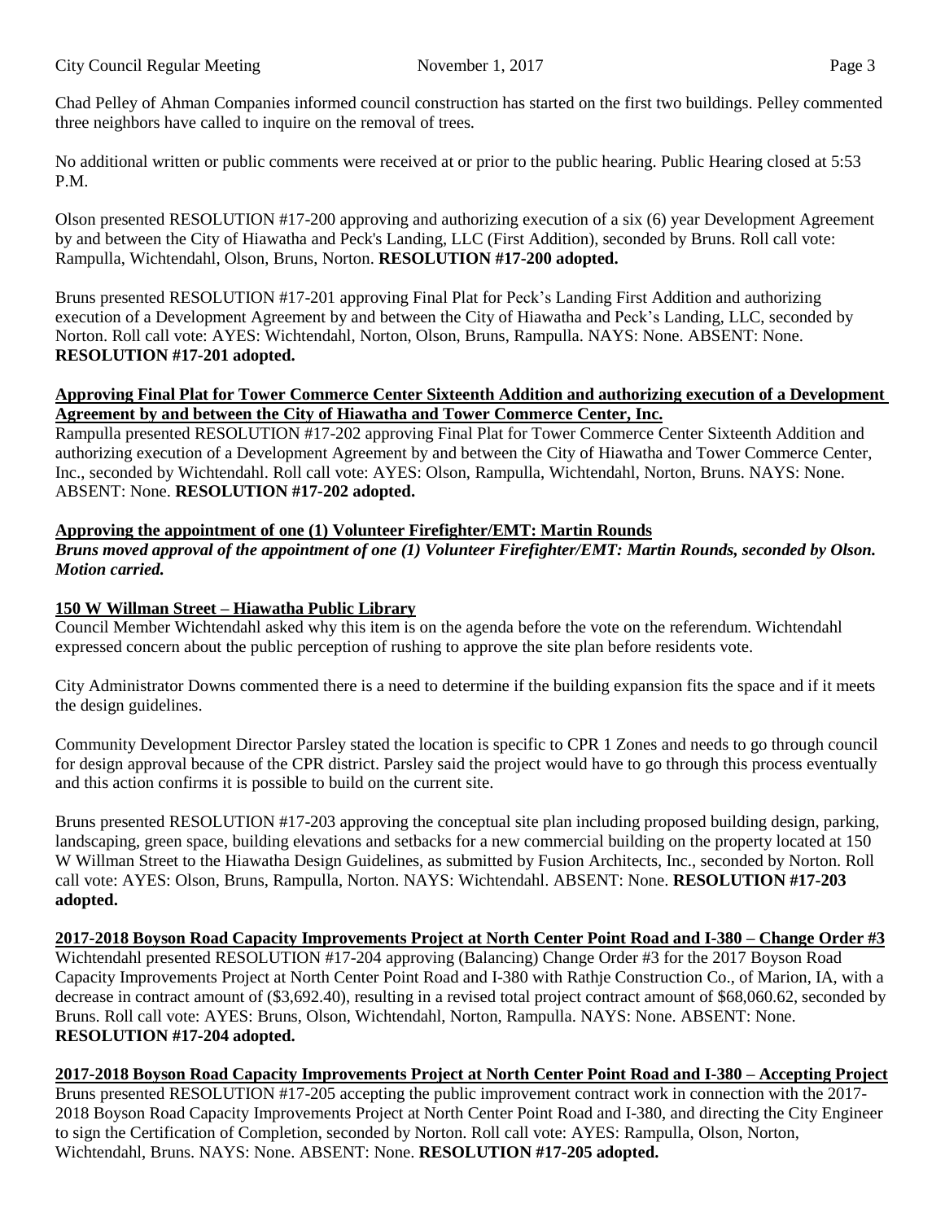Chad Pelley of Ahman Companies informed council construction has started on the first two buildings. Pelley commented three neighbors have called to inquire on the removal of trees.

No additional written or public comments were received at or prior to the public hearing. Public Hearing closed at 5:53 P.M.

Olson presented RESOLUTION #17-200 approving and authorizing execution of a six (6) year Development Agreement by and between the City of Hiawatha and Peck's Landing, LLC (First Addition), seconded by Bruns. Roll call vote: Rampulla, Wichtendahl, Olson, Bruns, Norton. **RESOLUTION #17-200 adopted.**

Bruns presented RESOLUTION #17-201 approving Final Plat for Peck's Landing First Addition and authorizing execution of a Development Agreement by and between the City of Hiawatha and Peck's Landing, LLC, seconded by Norton. Roll call vote: AYES: Wichtendahl, Norton, Olson, Bruns, Rampulla. NAYS: None. ABSENT: None. **RESOLUTION #17-201 adopted.**

**Approving Final Plat for Tower Commerce Center Sixteenth Addition and authorizing execution of a Development Agreement by and between the City of Hiawatha and Tower Commerce Center, Inc.**

Rampulla presented RESOLUTION #17-202 approving Final Plat for Tower Commerce Center Sixteenth Addition and authorizing execution of a Development Agreement by and between the City of Hiawatha and Tower Commerce Center, Inc., seconded by Wichtendahl. Roll call vote: AYES: Olson, Rampulla, Wichtendahl, Norton, Bruns. NAYS: None. ABSENT: None. **RESOLUTION #17-202 adopted.**

**Approving the appointment of one (1) Volunteer Firefighter/EMT: Martin Rounds**

***Bruns moved approval of the appointment of one (1) Volunteer Firefighter/EMT: Martin Rounds, seconded by Olson. Motion carried.***

**150 W Willman Street – Hiawatha Public Library**

Council Member Wichtendahl asked why this item is on the agenda before the vote on the referendum. Wichtendahl expressed concern about the public perception of rushing to approve the site plan before residents vote.

City Administrator Downs commented there is a need to determine if the building expansion fits the space and if it meets the design guidelines.

Community Development Director Parsley stated the location is specific to CPR 1 Zones and needs to go through council for design approval because of the CPR district. Parsley said the project would have to go through this process eventually and this action confirms it is possible to build on the current site.

Bruns presented RESOLUTION #17-203 approving the conceptual site plan including proposed building design, parking, landscaping, green space, building elevations and setbacks for a new commercial building on the property located at 150 W Willman Street to the Hiawatha Design Guidelines, as submitted by Fusion Architects, Inc., seconded by Norton. Roll call vote: AYES: Olson, Bruns, Rampulla, Norton. NAYS: Wichtendahl. ABSENT: None. **RESOLUTION #17-203 adopted.**

**2017-2018 Boyson Road Capacity Improvements Project at North Center Point Road and I-380 – Change Order #3**

Wichtendahl presented RESOLUTION #17-204 approving (Balancing) Change Order #3 for the 2017 Boyson Road Capacity Improvements Project at North Center Point Road and I-380 with Rathje Construction Co., of Marion, IA, with a decrease in contract amount of ($3,692.40), resulting in a revised total project contract amount of $68,060.62, seconded by Bruns. Roll call vote: AYES: Bruns, Olson, Wichtendahl, Norton, Rampulla. NAYS: None. ABSENT: None. **RESOLUTION #17-204 adopted.**

**2017-2018 Boyson Road Capacity Improvements Project at North Center Point Road and I-380 – Accepting Project**

Bruns presented RESOLUTION #17-205 accepting the public improvement contract work in connection with the 2017-2018 Boyson Road Capacity Improvements Project at North Center Point Road and I-380, and directing the City Engineer to sign the Certification of Completion, seconded by Norton. Roll call vote: AYES: Rampulla, Olson, Norton, Wichtendahl, Bruns. NAYS: None. ABSENT: None. **RESOLUTION #17-205 adopted.**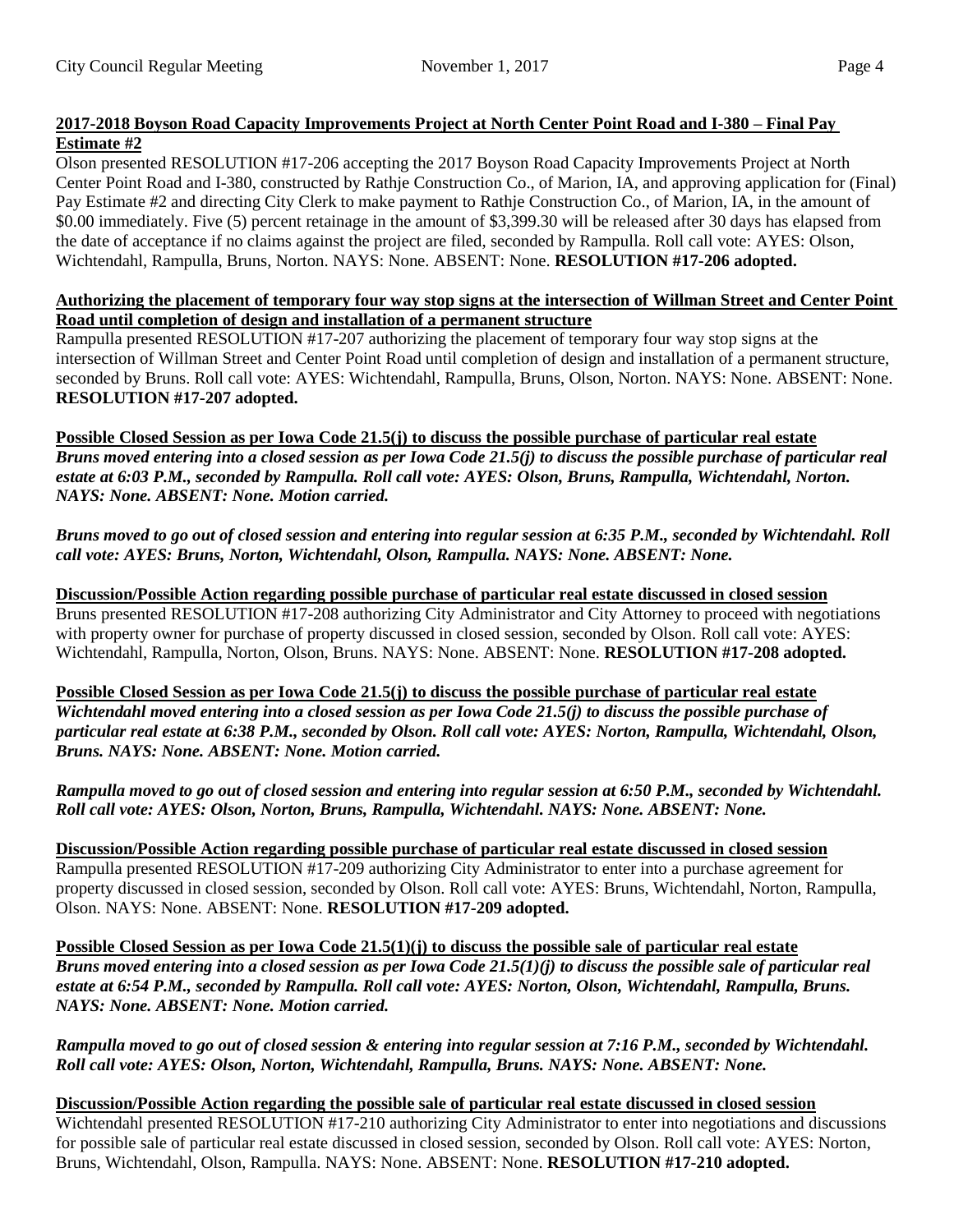**2017-2018 Boyson Road Capacity Improvements Project at North Center Point Road and I-380 – Final Pay Estimate #2**

Olson presented RESOLUTION #17-206 accepting the 2017 Boyson Road Capacity Improvements Project at North Center Point Road and I-380, constructed by Rathje Construction Co., of Marion, IA, and approving application for (Final) Pay Estimate #2 and directing City Clerk to make payment to Rathje Construction Co., of Marion, IA, in the amount of $0.00 immediately. Five (5) percent retainage in the amount of $3,399.30 will be released after 30 days has elapsed from the date of acceptance if no claims against the project are filed, seconded by Rampulla. Roll call vote: AYES: Olson, Wichtendahl, Rampulla, Bruns, Norton. NAYS: None. ABSENT: None. **RESOLUTION #17-206 adopted.**

**Authorizing the placement of temporary four way stop signs at the intersection of Willman Street and Center Point Road until completion of design and installation of a permanent structure**

Rampulla presented RESOLUTION #17-207 authorizing the placement of temporary four way stop signs at the intersection of Willman Street and Center Point Road until completion of design and installation of a permanent structure, seconded by Bruns. Roll call vote: AYES: Wichtendahl, Rampulla, Bruns, Olson, Norton. NAYS: None. ABSENT: None. **RESOLUTION #17-207 adopted.**

**Possible Closed Session as per Iowa Code 21.5(j) to discuss the possible purchase of particular real estate**

***Bruns moved entering into a closed session as per Iowa Code 21.5(j) to discuss the possible purchase of particular real estate at 6:03 P.M., seconded by Rampulla. Roll call vote: AYES: Olson, Bruns, Rampulla, Wichtendahl, Norton. NAYS: None. ABSENT: None. Motion carried.***

***Bruns moved to go out of closed session and entering into regular session at 6:35 P.M., seconded by Wichtendahl. Roll call vote: AYES: Bruns, Norton, Wichtendahl, Olson, Rampulla. NAYS: None. ABSENT: None.***

**Discussion/Possible Action regarding possible purchase of particular real estate discussed in closed session**

Bruns presented RESOLUTION #17-208 authorizing City Administrator and City Attorney to proceed with negotiations with property owner for purchase of property discussed in closed session, seconded by Olson. Roll call vote: AYES: Wichtendahl, Rampulla, Norton, Olson, Bruns. NAYS: None. ABSENT: None. **RESOLUTION #17-208 adopted.**

**Possible Closed Session as per Iowa Code 21.5(j) to discuss the possible purchase of particular real estate**

***Wichtendahl moved entering into a closed session as per Iowa Code 21.5(j) to discuss the possible purchase of particular real estate at 6:38 P.M., seconded by Olson. Roll call vote: AYES: Norton, Rampulla, Wichtendahl, Olson, Bruns. NAYS: None. ABSENT: None. Motion carried.***

***Rampulla moved to go out of closed session and entering into regular session at 6:50 P.M., seconded by Wichtendahl. Roll call vote: AYES: Olson, Norton, Bruns, Rampulla, Wichtendahl. NAYS: None. ABSENT: None.***

**Discussion/Possible Action regarding possible purchase of particular real estate discussed in closed session**

Rampulla presented RESOLUTION #17-209 authorizing City Administrator to enter into a purchase agreement for property discussed in closed session, seconded by Olson. Roll call vote: AYES: Bruns, Wichtendahl, Norton, Rampulla, Olson. NAYS: None. ABSENT: None. **RESOLUTION #17-209 adopted.**

**Possible Closed Session as per Iowa Code 21.5(1)(j) to discuss the possible sale of particular real estate**

***Bruns moved entering into a closed session as per Iowa Code 21.5(1)(j) to discuss the possible sale of particular real estate at 6:54 P.M., seconded by Rampulla. Roll call vote: AYES: Norton, Olson, Wichtendahl, Rampulla, Bruns. NAYS: None. ABSENT: None. Motion carried.***

***Rampulla moved to go out of closed session & entering into regular session at 7:16 P.M., seconded by Wichtendahl. Roll call vote: AYES: Olson, Norton, Wichtendahl, Rampulla, Bruns. NAYS: None. ABSENT: None.***

**Discussion/Possible Action regarding the possible sale of particular real estate discussed in closed session**

Wichtendahl presented RESOLUTION #17-210 authorizing City Administrator to enter into negotiations and discussions for possible sale of particular real estate discussed in closed session, seconded by Olson. Roll call vote: AYES: Norton, Bruns, Wichtendahl, Olson, Rampulla. NAYS: None. ABSENT: None. **RESOLUTION #17-210 adopted.**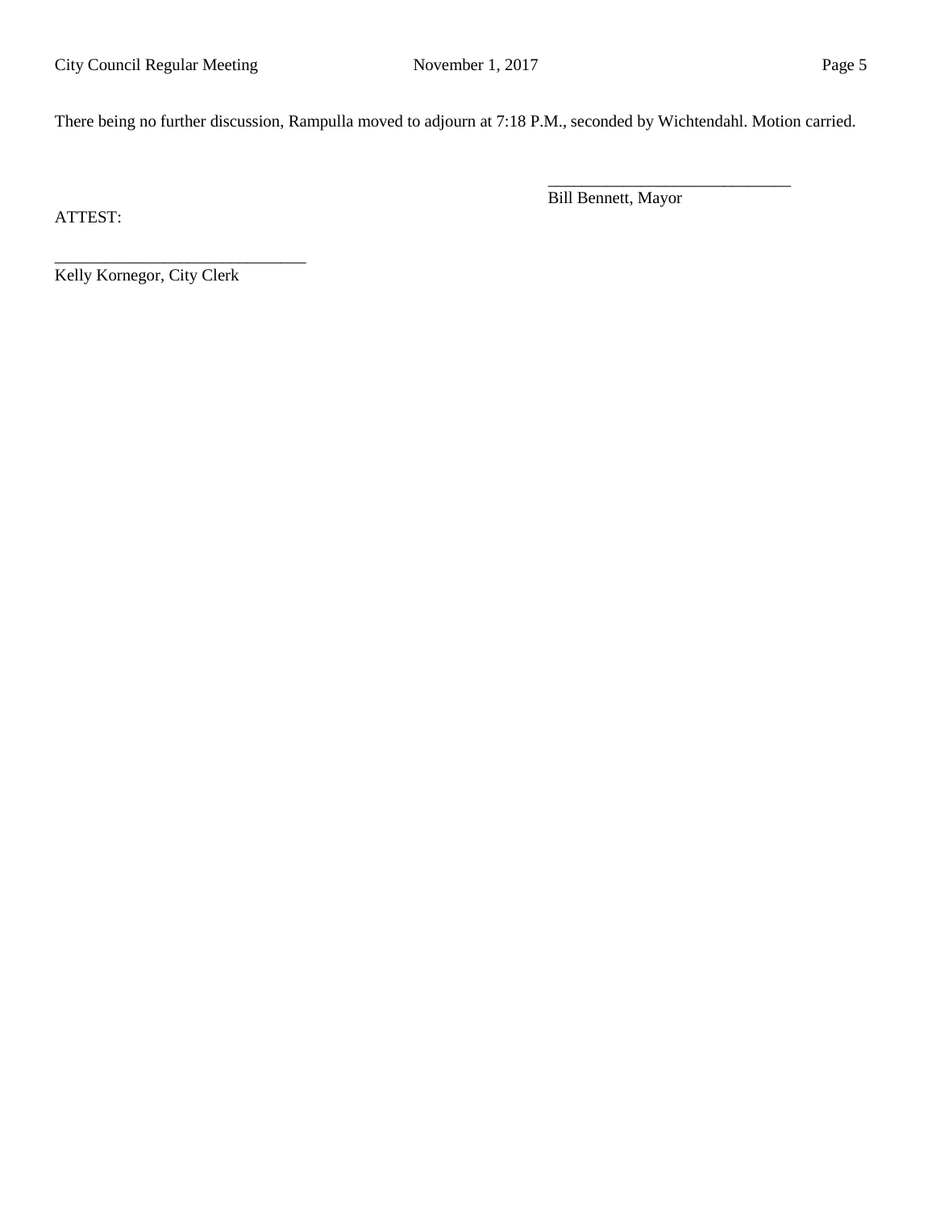There being no further discussion, Rampulla moved to adjourn at 7:18 P.M., seconded by Wichtendahl. Motion carried.

\_\_\_\_\_\_\_\_\_\_\_\_\_\_\_\_\_\_\_\_\_\_\_\_\_\_\_\_\_\_
Bill Bennett, Mayor

ATTEST:

\_\_\_\_\_\_\_\_\_\_\_\_\_\_\_\_\_\_\_\_\_\_\_\_\_\_\_\_\_\_
Kelly Kornegor, City Clerk